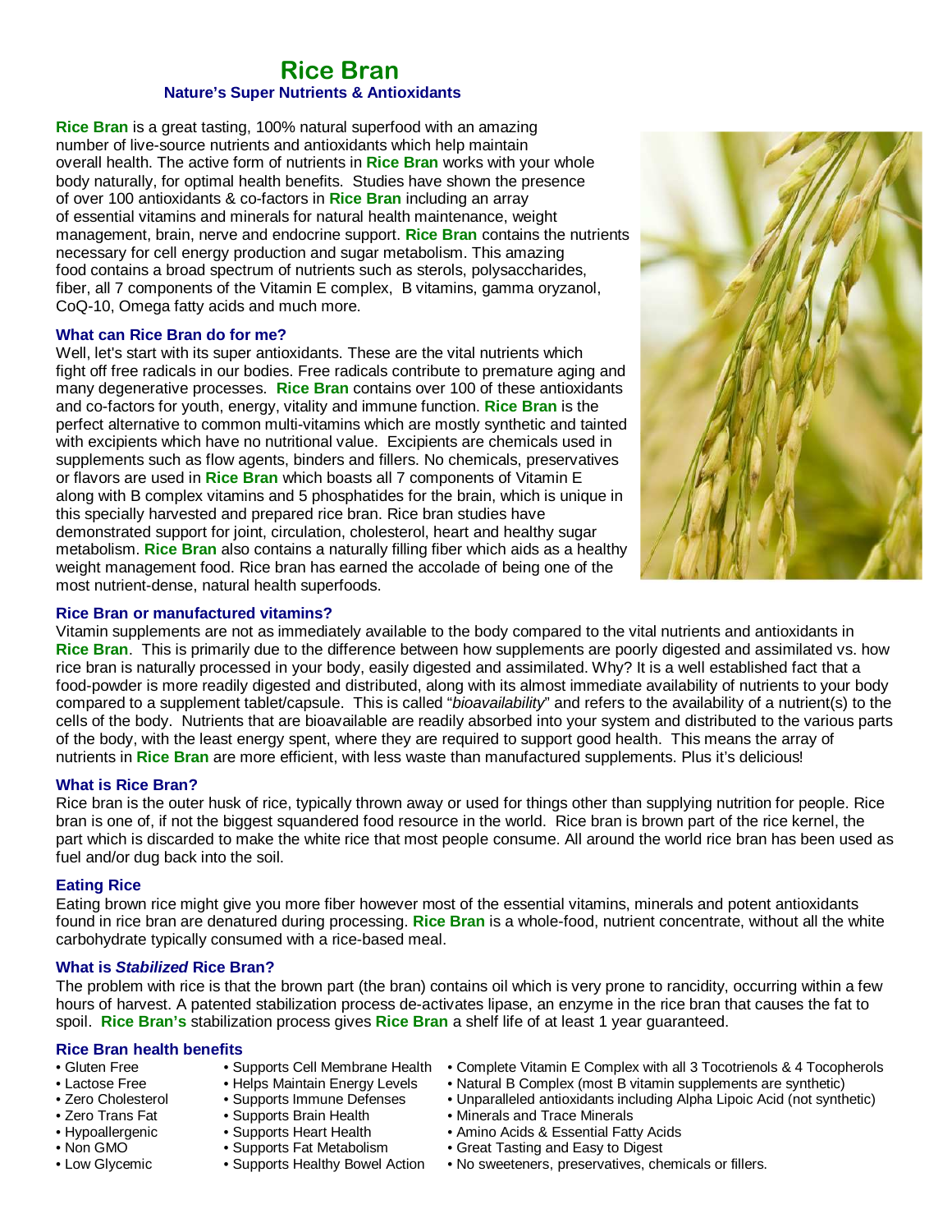# Rice Bran

### Nature's Super Nutrients & Antioxidants

**Rice Bran** is a great tasting, 100% natural superfood with an amazing number of live-source nutrients and antioxidants which help maintain overall health. The active form of nutrients in **Rice Bran** works with your whole body naturally, for optimal health benefits. Studies have shown the presence of over 100 antioxidants & co-factors in **Rice Bran** including an array of essential vitamins and minerals for natural health maintenance, weight management, brain, nerve and endocrine support. **Rice Bran** contains the nutrients necessary for cell energy production and sugar metabolism. This amazing food contains a broad spectrum of nutrients such as sterols, polysaccharides, fiber, all 7 components of the Vitamin E complex, B vitamins, gamma oryzanol, CoQ-10, Omega fatty acids and much more.

### What can Rice Bran do for me?

Well, let's start with its super antioxidants. These are the vital nutrients which fight off free radicals in our bodies. Free radicals contribute to premature aging and many degenerative processes. **Rice Bran** contains over 100 of these antioxidants and co-factors for youth, energy, vitality and immune function. **Rice Bran** is the perfect alternative to common multi-vitamins which are mostly synthetic and tainted with excipients which have no nutritional value. Excipients are chemicals used in supplements such as flow agents, binders and fillers. No chemicals, preservatives or flavors are used in **Rice Bran** which boasts all 7 components of Vitamin E along with B complex vitamins and 5 phosphatides for the brain, which is unique in this specially harvested and prepared rice bran. Rice bran studies have demonstrated support for joint, circulation, cholesterol, heart and healthy sugar metabolism. **Rice Bran** also contains a naturally filling fiber which aids as a healthy weight management food. Rice bran has earned the accolade of being one of the most nutrient-dense, natural health superfoods.

### Rice Bran or manufactured vitamins?

Vitamin supplements are not as immediately available to the body compared to the vital nutrients and antioxidants in **Rice Bran**. This is primarily due to the difference between how supplements are poorly digested and assimilated vs. how rice bran is naturally processed in your body, easily digested and assimilated. Why? It is a well established fact that a food-powder is more readily digested and distributed, along with its almost immediate availability of nutrients to your body compared to a supplement tablet/capsule. This is called "*bioavailability*" and refers to the availability of a nutrient(s) to the cells of the body. Nutrients that are bioavailable are readily absorbed into your system and distributed to the various parts of the body, with the least energy spent, where they are required to support good health. This means the array of nutrients in **Rice Bran** are more efficient, with less waste than manufactured supplements. Plus it's delicious!

### What is Rice Bran?

Rice bran is the outer husk of rice, typically thrown away or used for things other than supplying nutrition for people. Rice bran is one of, if not the biggest squandered food resource in the world. Rice bran is brown part of the rice kernel, the part which is discarded to make the white rice that most people consume. All around the world rice bran has been used as fuel and/or dug back into the soil.

### Eating Rice

Eating brown rice might give you more fiber however most of the essential vitamins, minerals and potent antioxidants found in rice bran are denatured during processing. **Rice Bran** is a whole-food, nutrient concentrate, without all the white carbohydrate typically consumed with a rice-based meal.

### What is *Stabilized* Rice Bran?

The problem with rice is that the brown part (the bran) contains oil which is very prone to rancidity, occurring within a few hours of harvest. A patented stabilization process de-activates lipase, an enzyme in the rice bran that causes the fat to spoil. **Rice Bran's** stabilization process gives **Rice Bran** a shelf life of at least 1 year guaranteed.

### Rice Bran health benefits

- Gluten Free
- Lactose Free
- Zero Cholesterol
- Zero Trans Fat
- Hypoallergenic
- Non GMO
- Low Glycemic
- Supports Cell Membrane Health
- Helps Maintain Energy Levels
- Supports Immune Defenses
- Supports Brain Health
- Supports Heart Health
- Supports Fat Metabolism
- Supports Healthy Bowel Action
- Complete Vitamin E Complex with all 3 Tocotrienols & 4 Tocopherols
- Natural B Complex (most B vitamin supplements are synthetic)
- Unparalleled antioxidants including Alpha Lipoic Acid (not synthetic)
- Minerals and Trace Minerals
- Amino Acids & Essential Fatty Acids
- Great Tasting and Easy to Digest
- No sweeteners, preservatives, chemicals or fillers.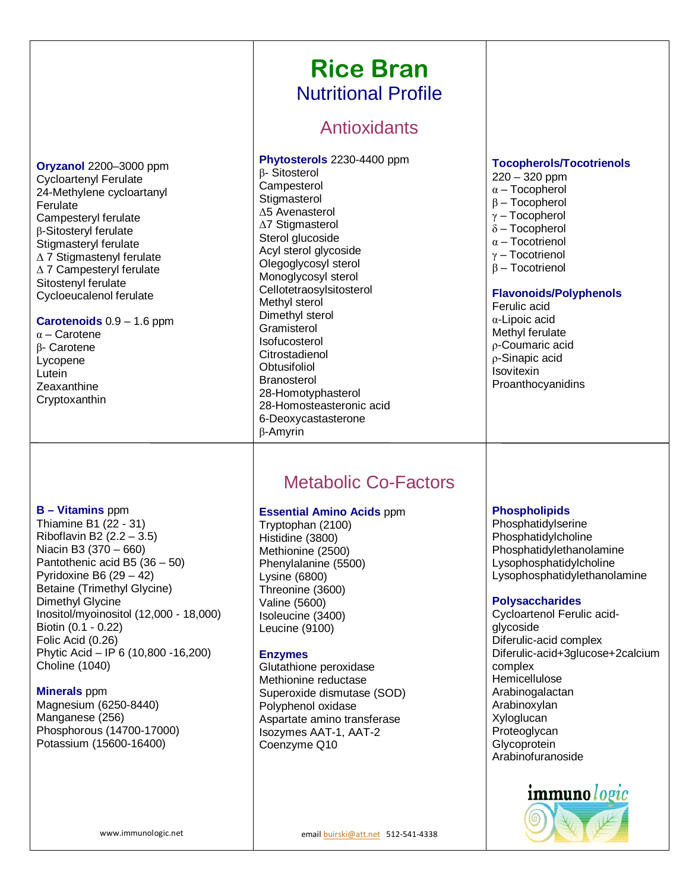# Rice Bran

## Nutritional Profile

### Antioxidants

**Oryzanol** 2200–3000 ppm

- Cycloartenyl Ferulate
- 24-Methylene cycloartanyl Ferulate
- Campesteryl ferulate
- β-Sitosteryl ferulate
- Stigmasteryl ferulate
- Δ 7 Stigmastenyl ferulate
- Δ 7 Campesteryl ferulate
- Sitostenyl ferulate
- Cycloeucalenol ferulate

**Carotenoids** 0.9 – 1.6 ppm

- α – Carotene
- β- Carotene
- Lycopene
- Lutein
- Zeaxanthine
- Cryptoxanthin

**Phytosterols** 2230-4400 ppm

- β- Sitosterol
- Campesterol
- Stigmasterol
- Δ5 Avenasterol
- Δ7 Stigmasterol
- Sterol glucoside
- Acyl sterol glycoside
- Olegoglycosyl sterol
- Monoglycosyl sterol
- Cellotetraosylsitosterol
- Methyl sterol
- Dimethyl sterol
- Gramisterol
- Isofucosterol
- Citrostadienol
- Obtusifoliol
- Branosterol
- 28-Homotyphasterol
- 28-Homosteasteronic acid
- 6-Deoxycastasterone
- β-Amyrin

**Tocopherols/Tocotrienols**

220 – 320 ppm

- α – Tocopherol
- β – Tocopherol
- γ – Tocopherol
- δ – Tocopherol
- α – Tocotrienol
- γ – Tocotrienol
- β – Tocotrienol

**Flavonoids/Polyphenols**

- Ferulic acid
- α-Lipoic acid
- Methyl ferulate
- ρ-Coumaric acid
- ρ-Sinapic acid
- Isovitexin
- Proanthocyanidins

### Metabolic Co-Factors

**B – Vitamins** ppm

- Thiamine B1 (22 - 31)
- Riboflavin B2 (2.2 – 3.5)
- Niacin B3 (370 – 660)
- Pantothenic acid B5 (36 – 50)
- Pyridoxine B6 (29 – 42)
- Betaine (Trimethyl Glycine)
- Dimethyl Glycine
- Inositol/myoinositol (12,000 - 18,000)
- Biotin (0.1 - 0.22)
- Folic Acid (0.26)
- Phytic Acid – IP 6 (10,800 -16,200)
- Choline (1040)

**Minerals** ppm

- Magnesium (6250-8440)
- Manganese (256)
- Phosphorous (14700-17000)
- Potassium (15600-16400)

**Essential Amino Acids** ppm

- Tryptophan (2100)
- Histidine (3800)
- Methionine (2500)
- Phenylalanine (5500)
- Lysine (6800)
- Threonine (3600)
- Valine (5600)
- Isoleucine (3400)
- Leucine (9100)

**Enzymes**

- Glutathione peroxidase
- Methionine reductase
- Superoxide dismutase (SOD)
- Polyphenol oxidase
- Aspartate amino transferase
- Isozymes AAT-1, AAT-2
- Coenzyme Q10

**Phospholipids**

- Phosphatidylserine
- Phosphatidylcholine
- Phosphatidylethanolamine
- Lysophosphatidylcholine
- Lysophosphatidylethanolamine

**Polysaccharides**

- Cycloartenol Ferulic acid-glycoside
- Diferulic-acid complex
- Diferulic-acid+3glucose+2calcium complex
- Hemicellulose
- Arabinogalactan
- Arabinoxylan
- Xyloglucan
- Proteoglycan
- Glycoprotein
- Arabinofuranoside

immunologic

www.immunologic.net

email buirski@att.net 512-541-4338